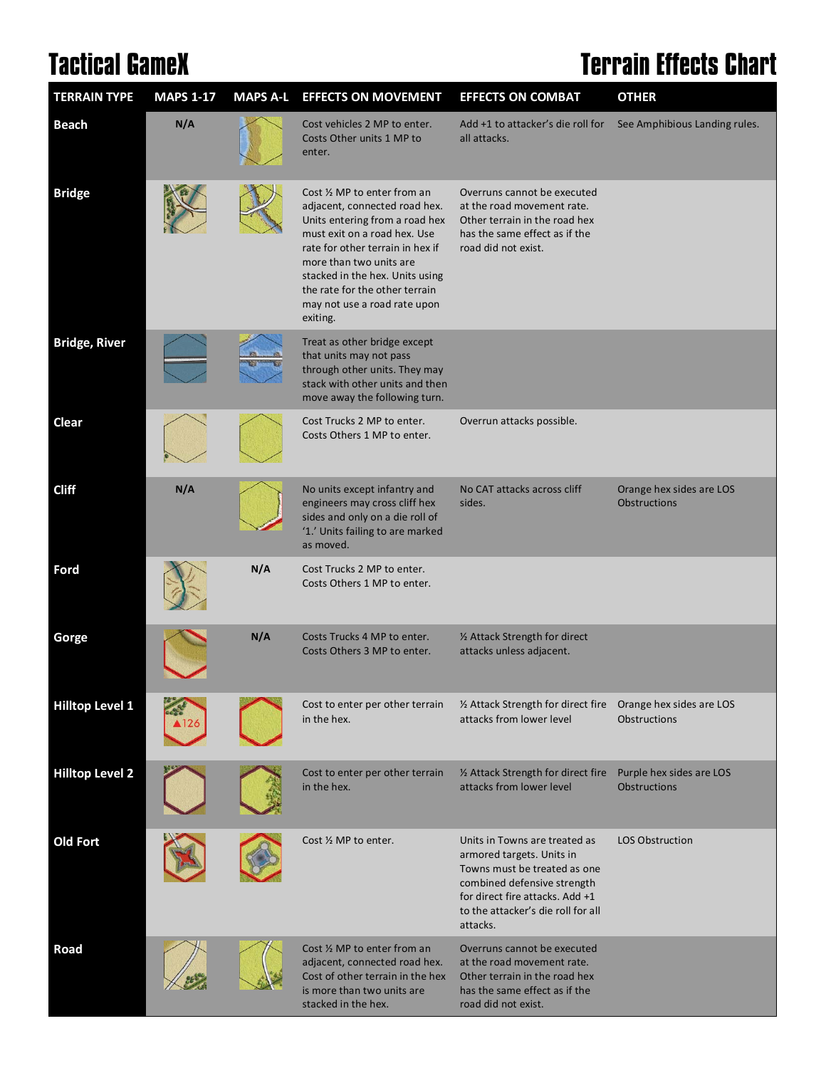# Tactical GameX

# Terrain Effects Chart

| TERRAIN TYPE | MAPS 1-17 | MAPS A-L | EFFECTS ON MOVEMENT | EFFECTS ON COMBAT | OTHER |
|---|---|---|---|---|---|
| **Beach** | N/A | | Cost vehicles 2 MP to enter. Costs Other units 1 MP to enter. | Add +1 to attacker's die roll for all attacks. | See Amphibious Landing rules. |
| **Bridge** | | | Cost ½ MP to enter from an adjacent, connected road hex. Units entering from a road hex must exit on a road hex. Use rate for other terrain in hex if more than two units are stacked in the hex. Units using the rate for the other terrain may not use a road rate upon exiting. | Overruns cannot be executed at the road movement rate. Other terrain in the road hex has the same effect as if the road did not exist. | |
| **Bridge, River** | | | Treat as other bridge except that units may not pass through other units. They may stack with other units and then move away the following turn. | | |
| **Clear** | | | Cost Trucks 2 MP to enter. Costs Others 1 MP to enter. | Overrun attacks possible. | |
| **Cliff** | N/A | | No units except infantry and engineers may cross cliff hex sides and only on a die roll of '1.' Units failing to are marked as moved. | No CAT attacks across cliff sides. | Orange hex sides are LOS Obstructions |
| **Ford** | | N/A | Cost Trucks 2 MP to enter. Costs Others 1 MP to enter. | | |
| **Gorge** | | N/A | Costs Trucks 4 MP to enter. Costs Others 3 MP to enter. | ½ Attack Strength for direct attacks unless adjacent. | |
| **Hilltop Level 1** | ▲126 | | Cost to enter per other terrain in the hex. | ½ Attack Strength for direct fire attacks from lower level | Orange hex sides are LOS Obstructions |
| **Hilltop Level 2** | | | Cost to enter per other terrain in the hex. | ½ Attack Strength for direct fire attacks from lower level | Purple hex sides are LOS Obstructions |
| **Old Fort** | | | Cost ½ MP to enter. | Units in Towns are treated as armored targets. Units in Towns must be treated as one combined defensive strength for direct fire attacks. Add +1 to the attacker's die roll for all attacks. | LOS Obstruction |
| **Road** | | | Cost ½ MP to enter from an adjacent, connected road hex. Cost of other terrain in the hex is more than two units are stacked in the hex. | Overruns cannot be executed at the road movement rate. Other terrain in the road hex has the same effect as if the road did not exist. | |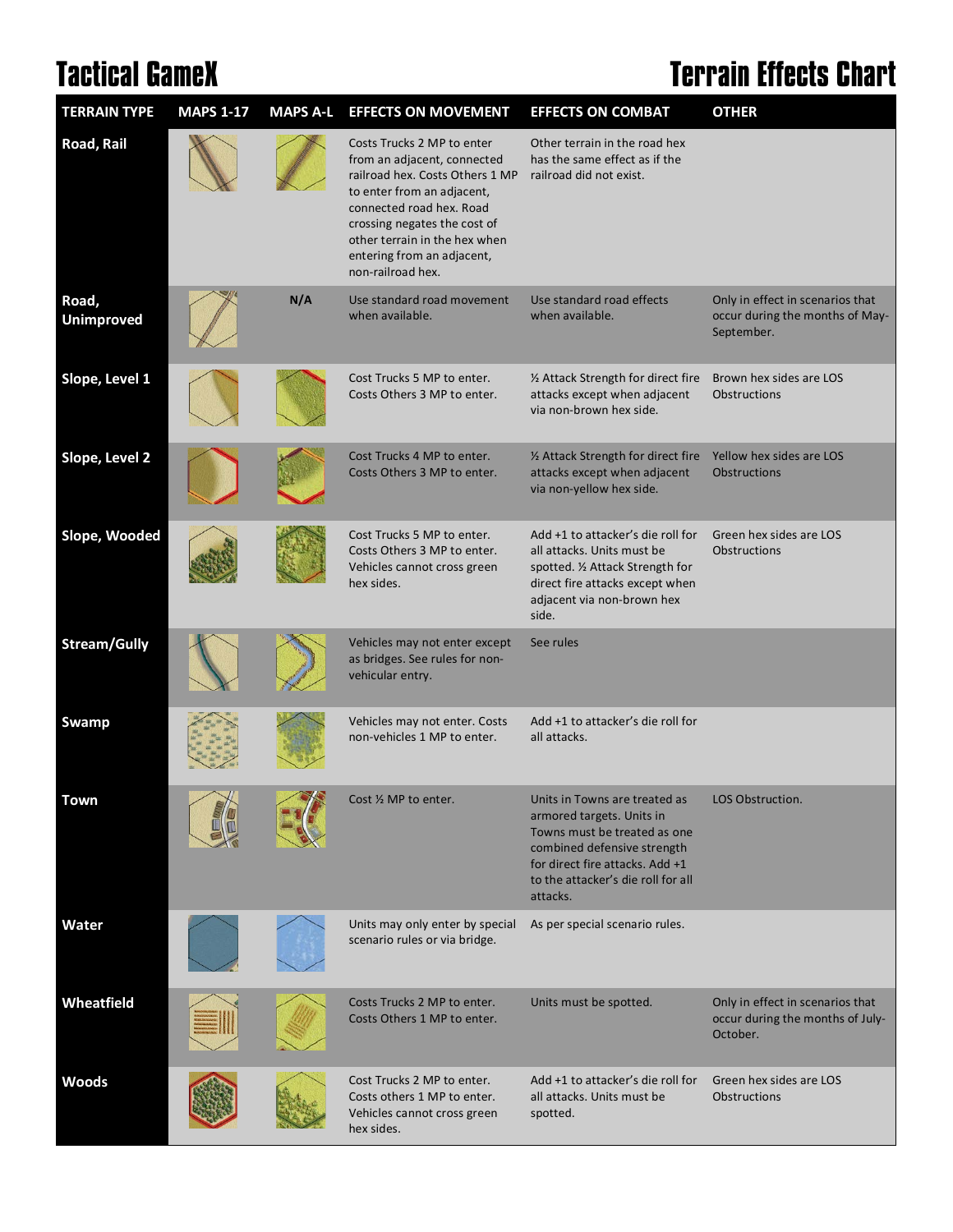# Tactical GameX

# Terrain Effects Chart

| TERRAIN TYPE | MAPS 1-17 | MAPS A-L | EFFECTS ON MOVEMENT | EFFECTS ON COMBAT | OTHER |
|---|---|---|---|---|---|
| **Road, Rail** | | | Costs Trucks 2 MP to enter from an adjacent, connected railroad hex. Costs Others 1 MP to enter from an adjacent, connected road hex. Road crossing negates the cost of other terrain in the hex when entering from an adjacent, non-railroad hex. | Other terrain in the road hex has the same effect as if the railroad did not exist. | |
| **Road, Unimproved** | | N/A | Use standard road movement when available. | Use standard road effects when available. | Only in effect in scenarios that occur during the months of May-September. |
| **Slope, Level 1** | | | Cost Trucks 5 MP to enter. Costs Others 3 MP to enter. | ½ Attack Strength for direct fire attacks except when adjacent via non-brown hex side. | Brown hex sides are LOS Obstructions |
| **Slope, Level 2** | | | Cost Trucks 4 MP to enter. Costs Others 3 MP to enter. | ½ Attack Strength for direct fire attacks except when adjacent via non-yellow hex side. | Yellow hex sides are LOS Obstructions |
| **Slope, Wooded** | | | Cost Trucks 5 MP to enter. Costs Others 3 MP to enter. Vehicles cannot cross green hex sides. | Add +1 to attacker's die roll for all attacks. Units must be spotted. ½ Attack Strength for direct fire attacks except when adjacent via non-brown hex side. | Green hex sides are LOS Obstructions |
| **Stream/Gully** | | | Vehicles may not enter except as bridges. See rules for non-vehicular entry. | See rules | |
| **Swamp** | | | Vehicles may not enter. Costs non-vehicles 1 MP to enter. | Add +1 to attacker's die roll for all attacks. | |
| **Town** | | | Cost ½ MP to enter. | Units in Towns are treated as armored targets. Units in Towns must be treated as one combined defensive strength for direct fire attacks. Add +1 to the attacker's die roll for all attacks. | LOS Obstruction. |
| **Water** | | | Units may only enter by special scenario rules or via bridge. | As per special scenario rules. | |
| **Wheatfield** | | | Costs Trucks 2 MP to enter. Costs Others 1 MP to enter. | Units must be spotted. | Only in effect in scenarios that occur during the months of July-October. |
| **Woods** | | | Cost Trucks 2 MP to enter. Costs others 1 MP to enter. Vehicles cannot cross green hex sides. | Add +1 to attacker's die roll for all attacks. Units must be spotted. | Green hex sides are LOS Obstructions |